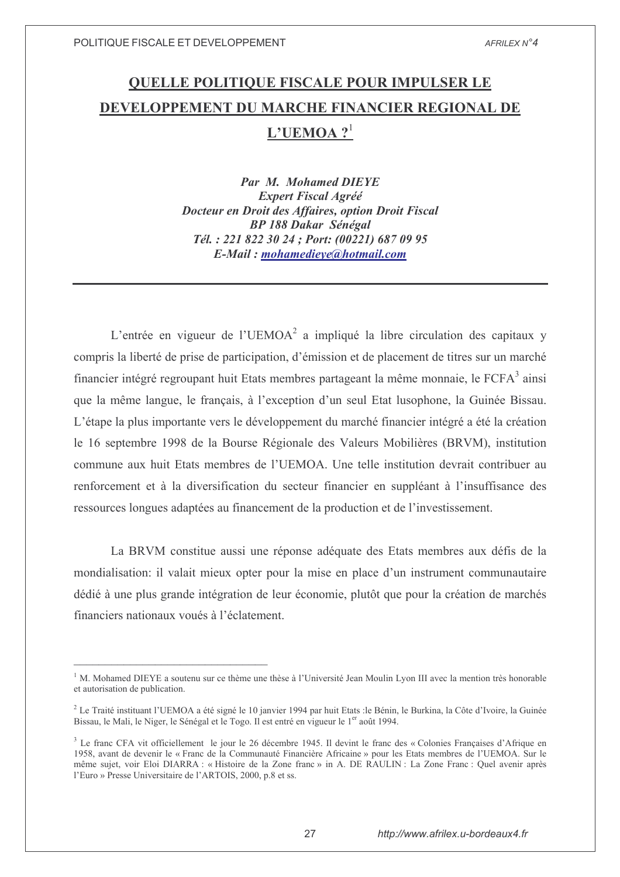# QUELLE POLITIQUE FISCALE POUR IMPULSER LE DEVELOPPEMENT DU MARCHE FINANCIER REGIONAL DE L'UEMOA ?[1]

***Par M. Mohamed DIEYE***
***Expert Fiscal Agréé***
***Docteur en Droit des Affaires, option Droit Fiscal***
***BP 188 Dakar Sénégal***
***Tél. : 221 822 30 24 ; Port: (00221) 687 09 95***
***E-Mail : mohamedieye@hotmail.com***

---

L'entrée en vigueur de l'UEMOA[2] a impliqué la libre circulation des capitaux y compris la liberté de prise de participation, d'émission et de placement de titres sur un marché financier intégré regroupant huit Etats membres partageant la même monnaie, le FCFA[3] ainsi que la même langue, le français, à l'exception d'un seul Etat lusophone, la Guinée Bissau. L'étape la plus importante vers le développement du marché financier intégré a été la création le 16 septembre 1998 de la Bourse Régionale des Valeurs Mobilières (BRVM), institution commune aux huit Etats membres de l'UEMOA. Une telle institution devrait contribuer au renforcement et à la diversification du secteur financier en suppléant à l'insuffisance des ressources longues adaptées au financement de la production et de l'investissement.

La BRVM constitue aussi une réponse adéquate des Etats membres aux défis de la mondialisation: il valait mieux opter pour la mise en place d'un instrument communautaire dédié à une plus grande intégration de leur économie, plutôt que pour la création de marchés financiers nationaux voués à l'éclatement.

---

[1] M. Mohamed DIEYE a soutenu sur ce thème une thèse à l'Université Jean Moulin Lyon III avec la mention très honorable et autorisation de publication.

[2] Le Traité instituant l'UEMOA a été signé le 10 janvier 1994 par huit Etats :le Bénin, le Burkina, la Côte d'Ivoire, la Guinée Bissau, le Mali, le Niger, le Sénégal et le Togo. Il est entré en vigueur le 1er août 1994.

[3] Le franc CFA vit officiellement le jour le 26 décembre 1945. Il devint le franc des « Colonies Françaises d'Afrique en 1958, avant de devenir le « Franc de la Communauté Financière Africaine » pour les Etats membres de l'UEMOA. Sur le même sujet, voir Eloi DIARRA : « Histoire de la Zone franc » in A. DE RAULIN : La Zone Franc : Quel avenir après l'Euro » Presse Universitaire de l'ARTOIS, 2000, p.8 et ss.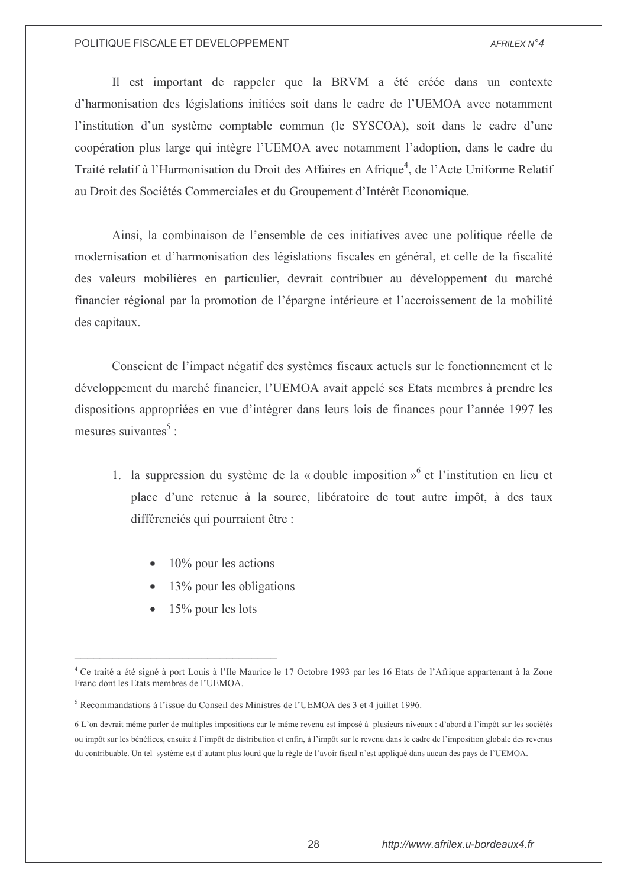Il est important de rappeler que la BRVM a été créée dans un contexte d'harmonisation des législations initiées soit dans le cadre de l'UEMOA avec notamment l'institution d'un système comptable commun (le SYSCOA), soit dans le cadre d'une coopération plus large qui intègre l'UEMOA avec notamment l'adoption, dans le cadre du Traité relatif à l'Harmonisation du Droit des Affaires en Afrique[4], de l'Acte Uniforme Relatif au Droit des Sociétés Commerciales et du Groupement d'Intérêt Economique.

Ainsi, la combinaison de l'ensemble de ces initiatives avec une politique réelle de modernisation et d'harmonisation des législations fiscales en général, et celle de la fiscalité des valeurs mobilières en particulier, devrait contribuer au développement du marché financier régional par la promotion de l'épargne intérieure et l'accroissement de la mobilité des capitaux.

Conscient de l'impact négatif des systèmes fiscaux actuels sur le fonctionnement et le développement du marché financier, l'UEMOA avait appelé ses Etats membres à prendre les dispositions appropriées en vue d'intégrer dans leurs lois de finances pour l'année 1997 les mesures suivantes[5] :

1. la suppression du système de la « double imposition »[6] et l'institution en lieu et place d'une retenue à la source, libératoire de tout autre impôt, à des taux différenciés qui pourraient être :

    - 10% pour les actions
    - 13% pour les obligations
    - 15% pour les lots

---

[4] Ce traité a été signé à port Louis à l'Ile Maurice le 17 Octobre 1993 par les 16 Etats de l'Afrique appartenant à la Zone Franc dont les Etats membres de l'UEMOA.

[5] Recommandations à l'issue du Conseil des Ministres de l'UEMOA des 3 et 4 juillet 1996.

[6] L'on devrait même parler de multiples impositions car le même revenu est imposé à plusieurs niveaux : d'abord à l'impôt sur les sociétés ou impôt sur les bénéfices, ensuite à l'impôt de distribution et enfin, à l'impôt sur le revenu dans le cadre de l'imposition globale des revenus du contribuable. Un tel système est d'autant plus lourd que la règle de l'avoir fiscal n'est appliqué dans aucun des pays de l'UEMOA.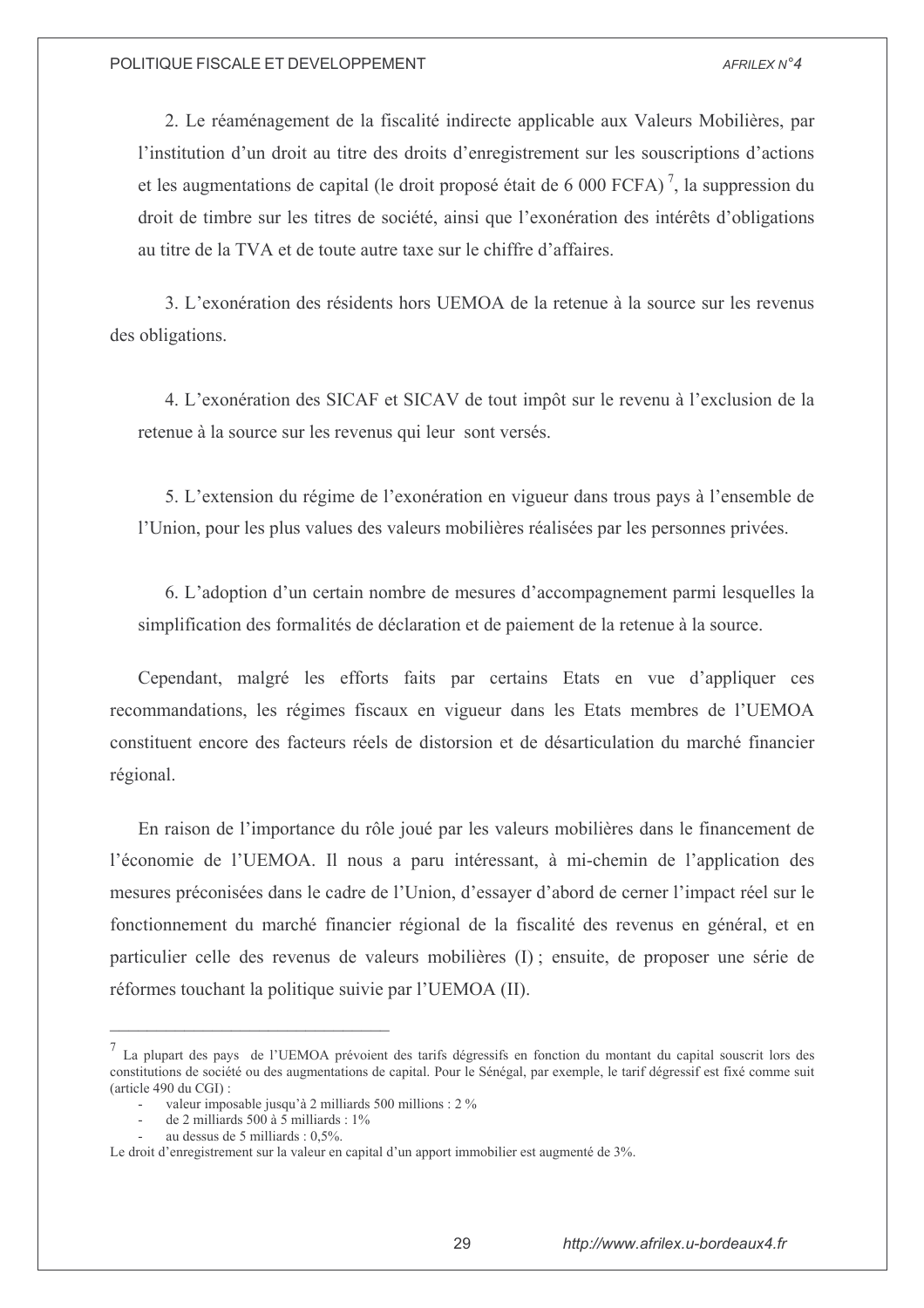2. Le réaménagement de la fiscalité indirecte applicable aux Valeurs Mobilières, par l'institution d'un droit au titre des droits d'enregistrement sur les souscriptions d'actions et les augmentations de capital (le droit proposé était de 6 000 FCFA) [7], la suppression du droit de timbre sur les titres de société, ainsi que l'exonération des intérêts d'obligations au titre de la TVA et de toute autre taxe sur le chiffre d'affaires.

3. L'exonération des résidents hors UEMOA de la retenue à la source sur les revenus des obligations.

4. L'exonération des SICAF et SICAV de tout impôt sur le revenu à l'exclusion de la retenue à la source sur les revenus qui leur sont versés.

5. L'extension du régime de l'exonération en vigueur dans trous pays à l'ensemble de l'Union, pour les plus values des valeurs mobilières réalisées par les personnes privées.

6. L'adoption d'un certain nombre de mesures d'accompagnement parmi lesquelles la simplification des formalités de déclaration et de paiement de la retenue à la source.

Cependant, malgré les efforts faits par certains Etats en vue d'appliquer ces recommandations, les régimes fiscaux en vigueur dans les Etats membres de l'UEMOA constituent encore des facteurs réels de distorsion et de désarticulation du marché financier régional.

En raison de l'importance du rôle joué par les valeurs mobilières dans le financement de l'économie de l'UEMOA. Il nous a paru intéressant, à mi-chemin de l'application des mesures préconisées dans le cadre de l'Union, d'essayer d'abord de cerner l'impact réel sur le fonctionnement du marché financier régional de la fiscalité des revenus en général, et en particulier celle des revenus de valeurs mobilières (I) ; ensuite, de proposer une série de réformes touchant la politique suivie par l'UEMOA (II).

---

[7] La plupart des pays de l'UEMOA prévoient des tarifs dégressifs en fonction du montant du capital souscrit lors des constitutions de société ou des augmentations de capital. Pour le Sénégal, par exemple, le tarif dégressif est fixé comme suit (article 490 du CGI) :

- valeur imposable jusqu'à 2 milliards 500 millions : 2 %
- de 2 milliards 500 à 5 milliards : 1%
- au dessus de 5 milliards : 0,5%.

Le droit d'enregistrement sur la valeur en capital d'un apport immobilier est augmenté de 3%.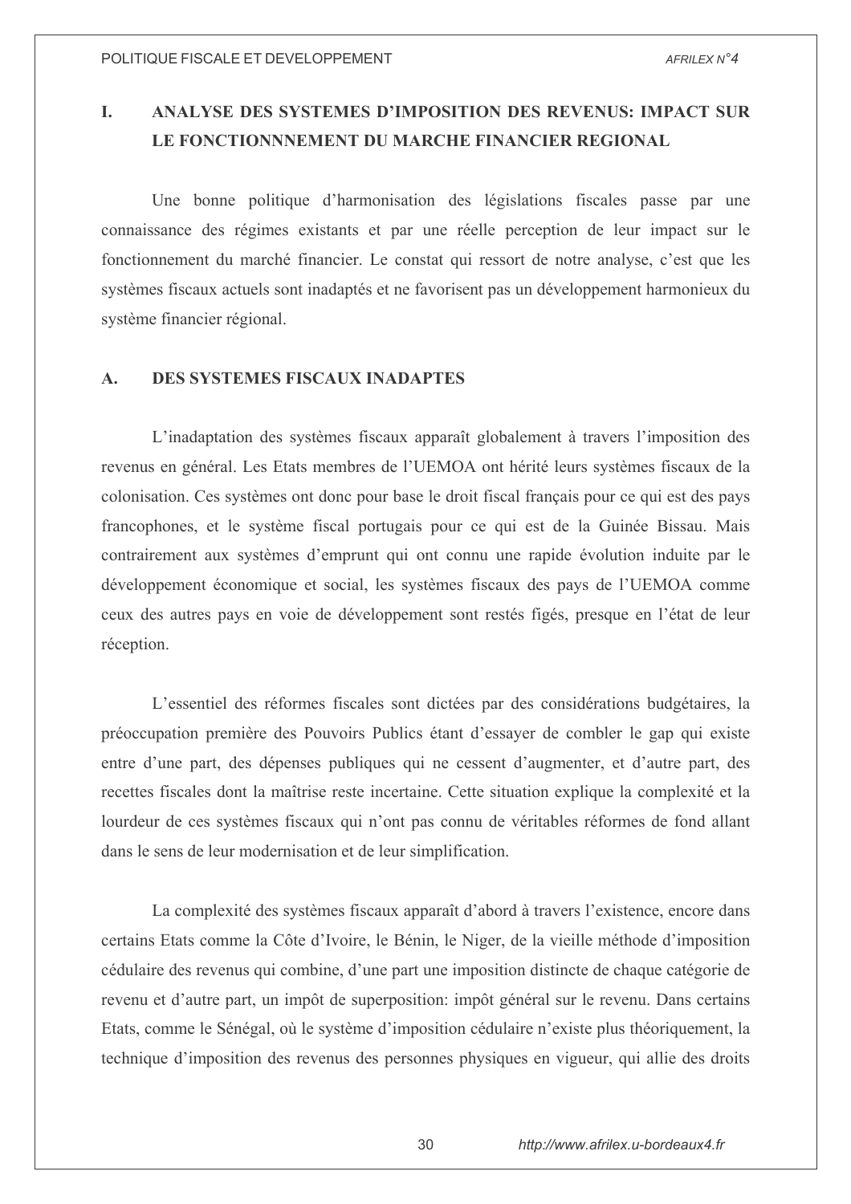# I. ANALYSE DES SYSTEMES D'IMPOSITION DES REVENUS: IMPACT SUR LE FONCTIONNNEMENT DU MARCHE FINANCIER REGIONAL

Une bonne politique d'harmonisation des législations fiscales passe par une connaissance des régimes existants et par une réelle perception de leur impact sur le fonctionnement du marché financier. Le constat qui ressort de notre analyse, c'est que les systèmes fiscaux actuels sont inadaptés et ne favorisent pas un développement harmonieux du système financier régional.

## A. DES SYSTEMES FISCAUX INADAPTES

L'inadaptation des systèmes fiscaux apparaît globalement à travers l'imposition des revenus en général. Les Etats membres de l'UEMOA ont hérité leurs systèmes fiscaux de la colonisation. Ces systèmes ont donc pour base le droit fiscal français pour ce qui est des pays francophones, et le système fiscal portugais pour ce qui est de la Guinée Bissau. Mais contrairement aux systèmes d'emprunt qui ont connu une rapide évolution induite par le développement économique et social, les systèmes fiscaux des pays de l'UEMOA comme ceux des autres pays en voie de développement sont restés figés, presque en l'état de leur réception.

L'essentiel des réformes fiscales sont dictées par des considérations budgétaires, la préoccupation première des Pouvoirs Publics étant d'essayer de combler le gap qui existe entre d'une part, des dépenses publiques qui ne cessent d'augmenter, et d'autre part, des recettes fiscales dont la maîtrise reste incertaine. Cette situation explique la complexité et la lourdeur de ces systèmes fiscaux qui n'ont pas connu de véritables réformes de fond allant dans le sens de leur modernisation et de leur simplification.

La complexité des systèmes fiscaux apparaît d'abord à travers l'existence, encore dans certains Etats comme la Côte d'Ivoire, le Bénin, le Niger, de la vieille méthode d'imposition cédulaire des revenus qui combine, d'une part une imposition distincte de chaque catégorie de revenu et d'autre part, un impôt de superposition: impôt général sur le revenu. Dans certains Etats, comme le Sénégal, où le système d'imposition cédulaire n'existe plus théoriquement, la technique d'imposition des revenus des personnes physiques en vigueur, qui allie des droits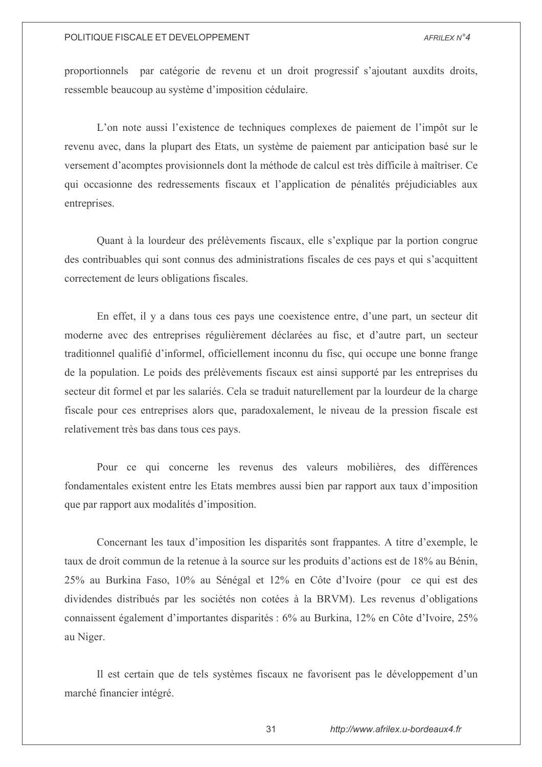proportionnels  par catégorie de revenu et un droit progressif s'ajoutant auxdits droits, ressemble beaucoup au système d'imposition cédulaire.

L'on note aussi l'existence de techniques complexes de paiement de l'impôt sur le revenu avec, dans la plupart des Etats, un système de paiement par anticipation basé sur le versement d'acomptes provisionnels dont la méthode de calcul est très difficile à maîtriser. Ce qui occasionne des redressements fiscaux et l'application de pénalités préjudiciables aux entreprises.

Quant à la lourdeur des prélèvements fiscaux, elle s'explique par la portion congrue des contribuables qui sont connus des administrations fiscales de ces pays et qui s'acquittent correctement de leurs obligations fiscales.

En effet, il y a dans tous ces pays une coexistence entre, d'une part, un secteur dit moderne avec des entreprises régulièrement déclarées au fisc, et d'autre part, un secteur traditionnel qualifié d'informel, officiellement inconnu du fisc, qui occupe une bonne frange de la population. Le poids des prélèvements fiscaux est ainsi supporté par les entreprises du secteur dit formel et par les salariés. Cela se traduit naturellement par la lourdeur de la charge fiscale pour ces entreprises alors que, paradoxalement, le niveau de la pression fiscale est relativement très bas dans tous ces pays.

Pour ce qui concerne les revenus des valeurs mobilières, des différences fondamentales existent entre les Etats membres aussi bien par rapport aux taux d'imposition que par rapport aux modalités d'imposition.

Concernant les taux d'imposition les disparités sont frappantes. A titre d'exemple, le taux de droit commun de la retenue à la source sur les produits d'actions est de 18% au Bénin, 25% au Burkina Faso, 10% au Sénégal et 12% en Côte d'Ivoire (pour  ce qui est des dividendes distribués par les sociétés non cotées à la BRVM). Les revenus d'obligations connaissent également d'importantes disparités : 6% au Burkina, 12% en Côte d'Ivoire, 25% au Niger.

Il est certain que de tels systèmes fiscaux ne favorisent pas le développement d'un marché financier intégré.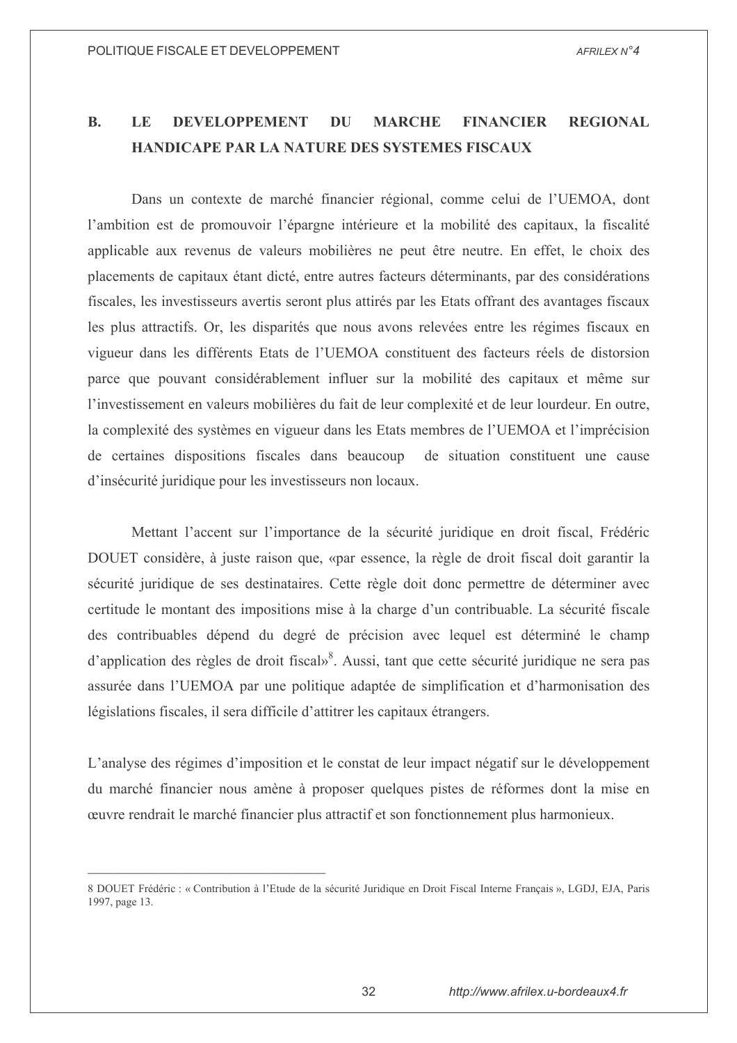## B. LE DEVELOPPEMENT DU MARCHE FINANCIER REGIONAL HANDICAPE PAR LA NATURE DES SYSTEMES FISCAUX

Dans un contexte de marché financier régional, comme celui de l'UEMOA, dont l'ambition est de promouvoir l'épargne intérieure et la mobilité des capitaux, la fiscalité applicable aux revenus de valeurs mobilières ne peut être neutre. En effet, le choix des placements de capitaux étant dicté, entre autres facteurs déterminants, par des considérations fiscales, les investisseurs avertis seront plus attirés par les Etats offrant des avantages fiscaux les plus attractifs. Or, les disparités que nous avons relevées entre les régimes fiscaux en vigueur dans les différents Etats de l'UEMOA constituent des facteurs réels de distorsion parce que pouvant considérablement influer sur la mobilité des capitaux et même sur l'investissement en valeurs mobilières du fait de leur complexité et de leur lourdeur. En outre, la complexité des systèmes en vigueur dans les Etats membres de l'UEMOA et l'imprécision de certaines dispositions fiscales dans beaucoup de situation constituent une cause d'insécurité juridique pour les investisseurs non locaux.

Mettant l'accent sur l'importance de la sécurité juridique en droit fiscal, Frédéric DOUET considère, à juste raison que, «par essence, la règle de droit fiscal doit garantir la sécurité juridique de ses destinataires. Cette règle doit donc permettre de déterminer avec certitude le montant des impositions mise à la charge d'un contribuable. La sécurité fiscale des contribuables dépend du degré de précision avec lequel est déterminé le champ d'application des règles de droit fiscal»[8]. Aussi, tant que cette sécurité juridique ne sera pas assurée dans l'UEMOA par une politique adaptée de simplification et d'harmonisation des législations fiscales, il sera difficile d'attirer les capitaux étrangers.

L'analyse des régimes d'imposition et le constat de leur impact négatif sur le développement du marché financier nous amène à proposer quelques pistes de réformes dont la mise en œuvre rendrait le marché financier plus attractif et son fonctionnement plus harmonieux.

---

8 DOUET Frédéric : « Contribution à l'Etude de la sécurité Juridique en Droit Fiscal Interne Français », LGDJ, EJA, Paris 1997, page 13.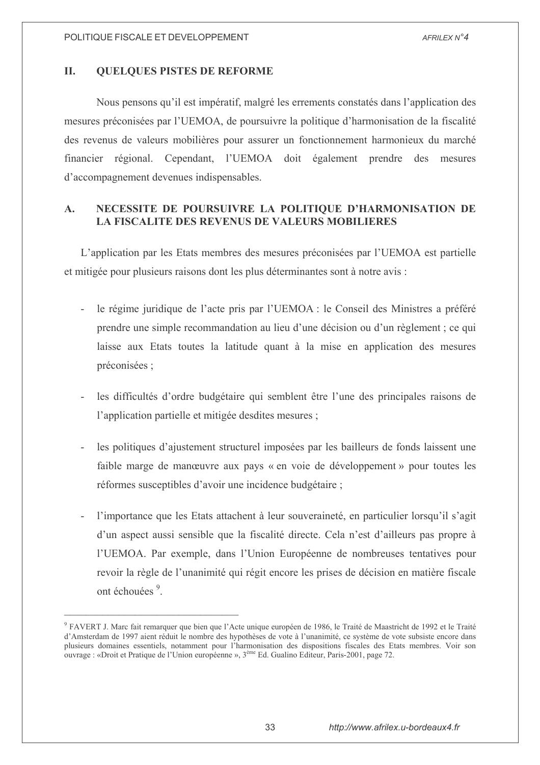## II. QUELQUES PISTES DE REFORME

Nous pensons qu'il est impératif, malgré les errements constatés dans l'application des mesures préconisées par l'UEMOA, de poursuivre la politique d'harmonisation de la fiscalité des revenus de valeurs mobilières pour assurer un fonctionnement harmonieux du marché financier régional. Cependant, l'UEMOA doit également prendre des mesures d'accompagnement devenues indispensables.

### A. NECESSITE DE POURSUIVRE LA POLITIQUE D'HARMONISATION DE LA FISCALITE DES REVENUS DE VALEURS MOBILIERES

L'application par les Etats membres des mesures préconisées par l'UEMOA est partielle et mitigée pour plusieurs raisons dont les plus déterminantes sont à notre avis :

- le régime juridique de l'acte pris par l'UEMOA : le Conseil des Ministres a préféré prendre une simple recommandation au lieu d'une décision ou d'un règlement ; ce qui laisse aux Etats toutes la latitude quant à la mise en application des mesures préconisées ;

- les difficultés d'ordre budgétaire qui semblent être l'une des principales raisons de l'application partielle et mitigée desdites mesures ;

- les politiques d'ajustement structurel imposées par les bailleurs de fonds laissent une faible marge de manœuvre aux pays « en voie de développement » pour toutes les réformes susceptibles d'avoir une incidence budgétaire ;

- l'importance que les Etats attachent à leur souveraineté, en particulier lorsqu'il s'agit d'un aspect aussi sensible que la fiscalité directe. Cela n'est d'ailleurs pas propre à l'UEMOA. Par exemple, dans l'Union Européenne de nombreuses tentatives pour revoir la règle de l'unanimité qui régit encore les prises de décision en matière fiscale ont échouées [9].

---

[9] FAVERT J. Marc fait remarquer que bien que l'Acte unique européen de 1986, le Traité de Maastricht de 1992 et le Traité d'Amsterdam de 1997 aient réduit le nombre des hypothèses de vote à l'unanimité, ce système de vote subsiste encore dans plusieurs domaines essentiels, notamment pour l'harmonisation des dispositions fiscales des Etats membres. Voir son ouvrage : «Droit et Pratique de l'Union européenne », 3ème Ed. Gualino Editeur, Paris-2001, page 72.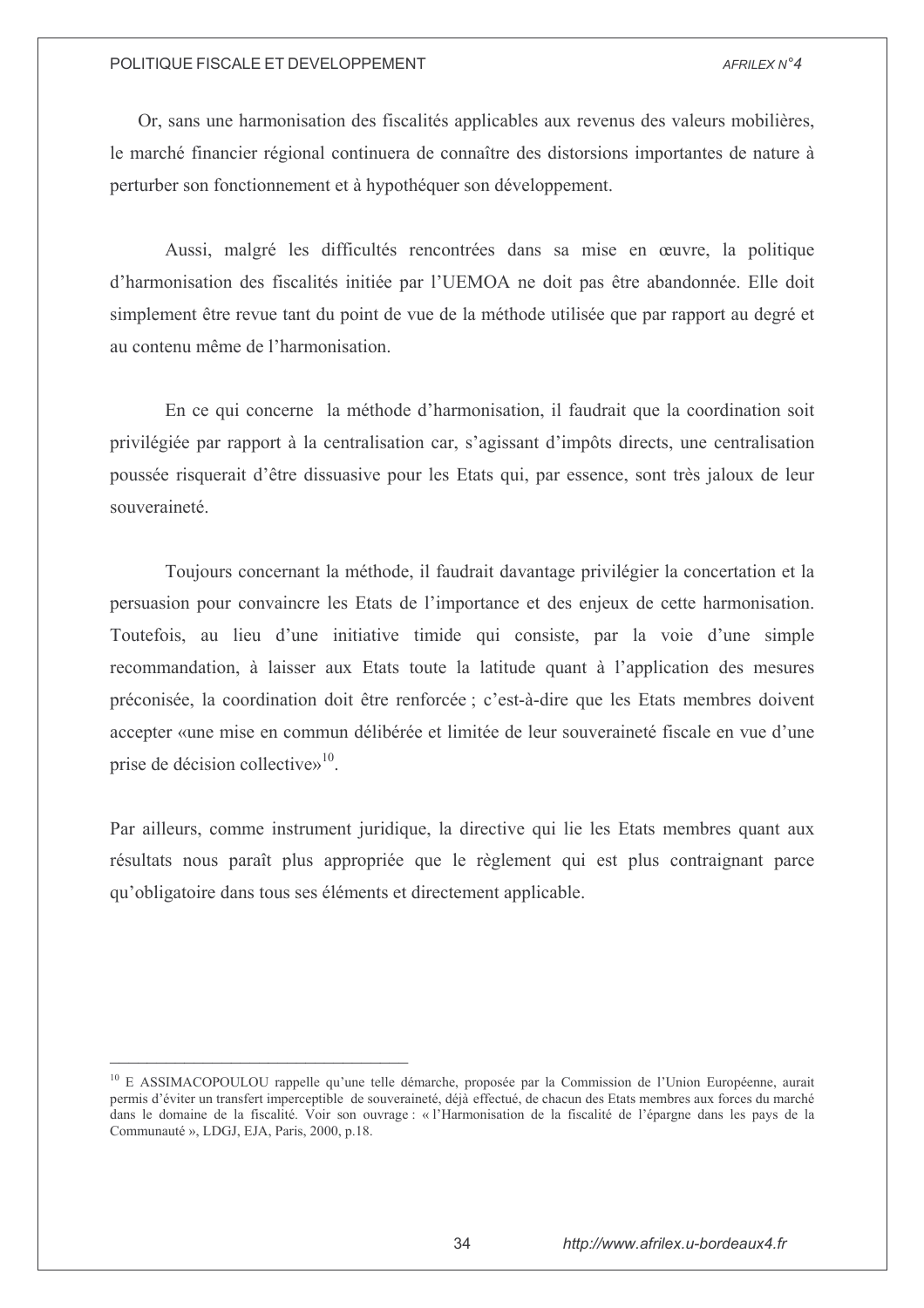Or, sans une harmonisation des fiscalités applicables aux revenus des valeurs mobilières, le marché financier régional continuera de connaître des distorsions importantes de nature à perturber son fonctionnement et à hypothéquer son développement.

Aussi, malgré les difficultés rencontrées dans sa mise en œuvre, la politique d'harmonisation des fiscalités initiée par l'UEMOA ne doit pas être abandonnée. Elle doit simplement être revue tant du point de vue de la méthode utilisée que par rapport au degré et au contenu même de l'harmonisation.

En ce qui concerne la méthode d'harmonisation, il faudrait que la coordination soit privilégiée par rapport à la centralisation car, s'agissant d'impôts directs, une centralisation poussée risquerait d'être dissuasive pour les Etats qui, par essence, sont très jaloux de leur souveraineté.

Toujours concernant la méthode, il faudrait davantage privilégier la concertation et la persuasion pour convaincre les Etats de l'importance et des enjeux de cette harmonisation. Toutefois, au lieu d'une initiative timide qui consiste, par la voie d'une simple recommandation, à laisser aux Etats toute la latitude quant à l'application des mesures préconisée, la coordination doit être renforcée ; c'est-à-dire que les Etats membres doivent accepter «une mise en commun délibérée et limitée de leur souveraineté fiscale en vue d'une prise de décision collective»[10].

Par ailleurs, comme instrument juridique, la directive qui lie les Etats membres quant aux résultats nous paraît plus appropriée que le règlement qui est plus contraignant parce qu'obligatoire dans tous ses éléments et directement applicable.

---

[10] E ASSIMACOPOULOU rappelle qu'une telle démarche, proposée par la Commission de l'Union Européenne, aurait permis d'éviter un transfert imperceptible de souveraineté, déjà effectué, de chacun des Etats membres aux forces du marché dans le domaine de la fiscalité. Voir son ouvrage : « l'Harmonisation de la fiscalité de l'épargne dans les pays de la Communauté », LDGJ, EJA, Paris, 2000, p.18.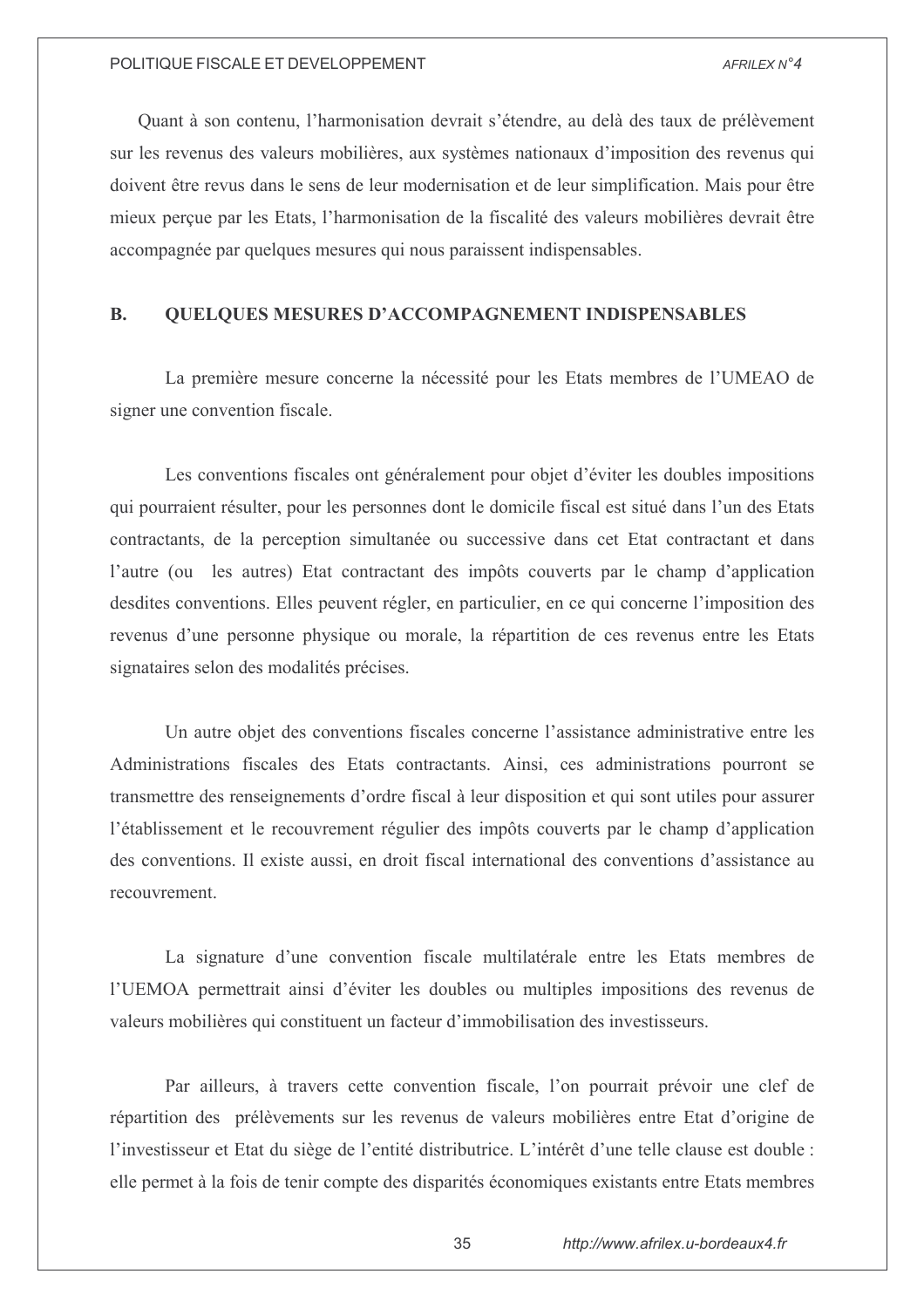Quant à son contenu, l'harmonisation devrait s'étendre, au delà des taux de prélèvement sur les revenus des valeurs mobilières, aux systèmes nationaux d'imposition des revenus qui doivent être revus dans le sens de leur modernisation et de leur simplification. Mais pour être mieux perçue par les Etats, l'harmonisation de la fiscalité des valeurs mobilières devrait être accompagnée par quelques mesures qui nous paraissent indispensables.

## B. QUELQUES MESURES D'ACCOMPAGNEMENT INDISPENSABLES

La première mesure concerne la nécessité pour les Etats membres de l'UMEAO de signer une convention fiscale.

Les conventions fiscales ont généralement pour objet d'éviter les doubles impositions qui pourraient résulter, pour les personnes dont le domicile fiscal est situé dans l'un des Etats contractants, de la perception simultanée ou successive dans cet Etat contractant et dans l'autre (ou les autres) Etat contractant des impôts couverts par le champ d'application desdites conventions. Elles peuvent régler, en particulier, en ce qui concerne l'imposition des revenus d'une personne physique ou morale, la répartition de ces revenus entre les Etats signataires selon des modalités précises.

Un autre objet des conventions fiscales concerne l'assistance administrative entre les Administrations fiscales des Etats contractants. Ainsi, ces administrations pourront se transmettre des renseignements d'ordre fiscal à leur disposition et qui sont utiles pour assurer l'établissement et le recouvrement régulier des impôts couverts par le champ d'application des conventions. Il existe aussi, en droit fiscal international des conventions d'assistance au recouvrement.

La signature d'une convention fiscale multilatérale entre les Etats membres de l'UEMOA permettrait ainsi d'éviter les doubles ou multiples impositions des revenus de valeurs mobilières qui constituent un facteur d'immobilisation des investisseurs.

Par ailleurs, à travers cette convention fiscale, l'on pourrait prévoir une clef de répartition des prélèvements sur les revenus de valeurs mobilières entre Etat d'origine de l'investisseur et Etat du siège de l'entité distributrice. L'intérêt d'une telle clause est double : elle permet à la fois de tenir compte des disparités économiques existants entre Etats membres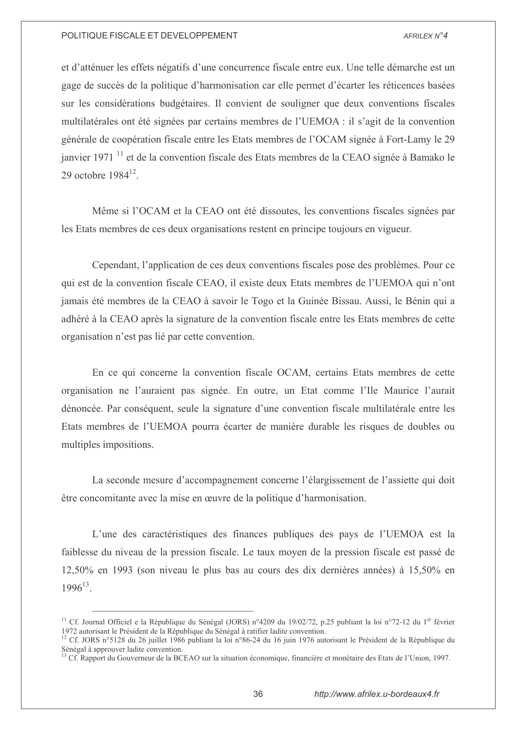et d'atténuer les effets négatifs d'une concurrence fiscale entre eux. Une telle démarche est un gage de succès de la politique d'harmonisation car elle permet d'écarter les réticences basées sur les considérations budgétaires. Il convient de souligner que deux conventions fiscales multilatérales ont été signées par certains membres de l'UEMOA : il s'agit de la convention générale de coopération fiscale entre les Etats membres de l'OCAM signée à Fort-Lamy le 29 janvier 1971 [11] et de la convention fiscale des Etats membres de la CEAO signée à Bamako le 29 octobre 1984[12].

Même si l'OCAM et la CEAO ont été dissoutes, les conventions fiscales signées par les Etats membres de ces deux organisations restent en principe toujours en vigueur.

Cependant, l'application de ces deux conventions fiscales pose des problèmes. Pour ce qui est de la convention fiscale CEAO, il existe deux Etats membres de l'UEMOA qui n'ont jamais été membres de la CEAO à savoir le Togo et la Guinée Bissau. Aussi, le Bénin qui a adhéré à la CEAO après la signature de la convention fiscale entre les Etats membres de cette organisation n'est pas lié par cette convention.

En ce qui concerne la convention fiscale OCAM, certains Etats membres de cette organisation ne l'auraient pas signée. En outre, un Etat comme l'Ile Maurice l'aurait dénoncée. Par conséquent, seule la signature d'une convention fiscale multilatérale entre les Etats membres de l'UEMOA pourra écarter de manière durable les risques de doubles ou multiples impositions.

La seconde mesure d'accompagnement concerne l'élargissement de l'assiette qui doit être concomitante avec la mise en œuvre de la politique d'harmonisation.

L'une des caractéristiques des finances publiques des pays de l'UEMOA est la faiblesse du niveau de la pression fiscale. Le taux moyen de la pression fiscale est passé de 12,50% en 1993 (son niveau le plus bas au cours des dix dernières années) à 15,50% en 1996[13].

---

[11] Cf. Journal Officiel e la République du Sénégal (JORS) n°4209 du 19/02/72, p.25 publiant la loi n°72-12 du 1er février 1972 autorisant le Président de la République du Sénégal à ratifier ladite convention.

[12] Cf. JORS n°5128 du 26 juillet 1986 publiant la loi n°86-24 du 16 juin 1976 autorisant le Président de la République du Sénégal à approuver ladite convention.

[13] Cf. Rapport du Gouverneur de la BCEAO sur la situation économique, financière et monétaire des Etats de l'Union, 1997.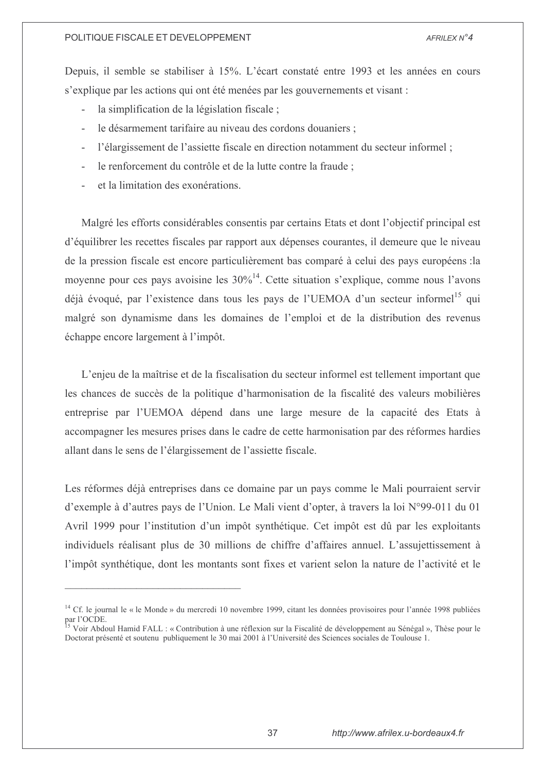Depuis, il semble se stabiliser à 15%. L'écart constaté entre 1993 et les années en cours s'explique par les actions qui ont été menées par les gouvernements et visant :

- la simplification de la législation fiscale ;
- le désarmement tarifaire au niveau des cordons douaniers ;
- l'élargissement de l'assiette fiscale en direction notamment du secteur informel ;
- le renforcement du contrôle et de la lutte contre la fraude ;
- et la limitation des exonérations.

Malgré les efforts considérables consentis par certains Etats et dont l'objectif principal est d'équilibrer les recettes fiscales par rapport aux dépenses courantes, il demeure que le niveau de la pression fiscale est encore particulièrement bas comparé à celui des pays européens :la moyenne pour ces pays avoisine les 30%[14]. Cette situation s'explique, comme nous l'avons déjà évoqué, par l'existence dans tous les pays de l'UEMOA d'un secteur informel[15] qui malgré son dynamisme dans les domaines de l'emploi et de la distribution des revenus échappe encore largement à l'impôt.

L'enjeu de la maîtrise et de la fiscalisation du secteur informel est tellement important que les chances de succès de la politique d'harmonisation de la fiscalité des valeurs mobilières entreprise par l'UEMOA dépend dans une large mesure de la capacité des Etats à accompagner les mesures prises dans le cadre de cette harmonisation par des réformes hardies allant dans le sens de l'élargissement de l'assiette fiscale.

Les réformes déjà entreprises dans ce domaine par un pays comme le Mali pourraient servir d'exemple à d'autres pays de l'Union. Le Mali vient d'opter, à travers la loi N°99-011 du 01 Avril 1999 pour l'institution d'un impôt synthétique. Cet impôt est dû par les exploitants individuels réalisant plus de 30 millions de chiffre d'affaires annuel. L'assujettissement à l'impôt synthétique, dont les montants sont fixes et varient selon la nature de l'activité et le

---

[14] Cf. le journal le « le Monde » du mercredi 10 novembre 1999, citant les données provisoires pour l'année 1998 publiées par l'OCDE.

[15] Voir Abdoul Hamid FALL : « Contribution à une réflexion sur la Fiscalité de développement au Sénégal », Thèse pour le Doctorat présenté et soutenu publiquement le 30 mai 2001 à l'Université des Sciences sociales de Toulouse 1.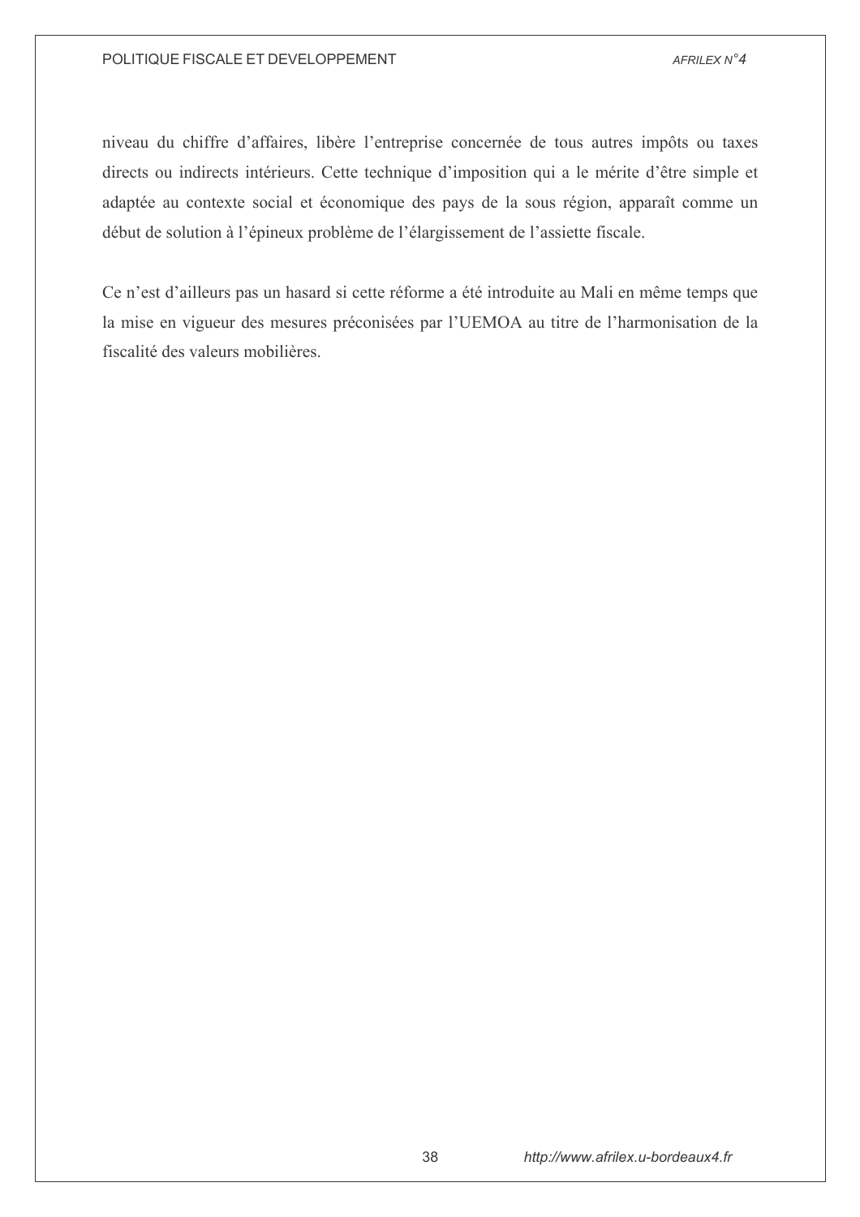niveau du chiffre d'affaires, libère l'entreprise concernée de tous autres impôts ou taxes directs ou indirects intérieurs. Cette technique d'imposition qui a le mérite d'être simple et adaptée au contexte social et économique des pays de la sous région, apparaît comme un début de solution à l'épineux problème de l'élargissement de l'assiette fiscale.

Ce n'est d'ailleurs pas un hasard si cette réforme a été introduite au Mali en même temps que la mise en vigueur des mesures préconisées par l'UEMOA au titre de l'harmonisation de la fiscalité des valeurs mobilières.